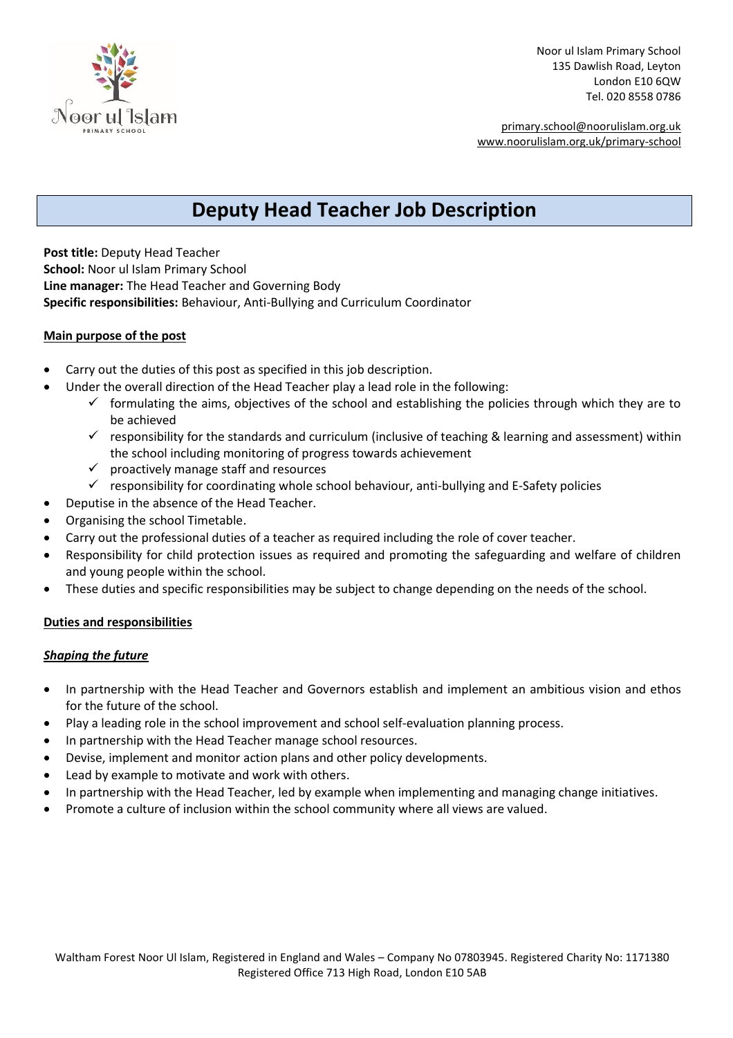Noor ul Islam Primary School
135 Dawlish Road, Leyton
London E10 6QW
Tel. 020 8558 0786

primary.school@noorulislam.org.uk
www.noorulislam.org.uk/primary-school

# Deputy Head Teacher Job Description

**Post title:** Deputy Head Teacher
**School:** Noor ul Islam Primary School
**Line manager:** The Head Teacher and Governing Body
**Specific responsibilities:** Behaviour, Anti-Bullying and Curriculum Coordinator

## Main purpose of the post

- Carry out the duties of this post as specified in this job description.
- Under the overall direction of the Head Teacher play a lead role in the following:
  - ✓ formulating the aims, objectives of the school and establishing the policies through which they are to be achieved
  - ✓ responsibility for the standards and curriculum (inclusive of teaching & learning and assessment) within the school including monitoring of progress towards achievement
  - ✓ proactively manage staff and resources
  - ✓ responsibility for coordinating whole school behaviour, anti-bullying and E-Safety policies
- Deputise in the absence of the Head Teacher.
- Organising the school Timetable.
- Carry out the professional duties of a teacher as required including the role of cover teacher.
- Responsibility for child protection issues as required and promoting the safeguarding and welfare of children and young people within the school.
- These duties and specific responsibilities may be subject to change depending on the needs of the school.

## Duties and responsibilities

### *Shaping the future*

- In partnership with the Head Teacher and Governors establish and implement an ambitious vision and ethos for the future of the school.
- Play a leading role in the school improvement and school self-evaluation planning process.
- In partnership with the Head Teacher manage school resources.
- Devise, implement and monitor action plans and other policy developments.
- Lead by example to motivate and work with others.
- In partnership with the Head Teacher, led by example when implementing and managing change initiatives.
- Promote a culture of inclusion within the school community where all views are valued.

Waltham Forest Noor Ul Islam, Registered in England and Wales – Company No 07803945. Registered Charity No: 1171380
Registered Office 713 High Road, London E10 5AB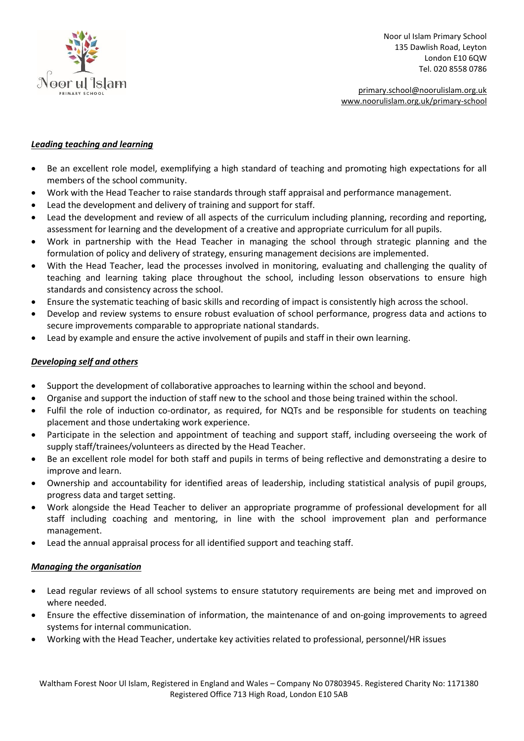***Leading teaching and learning***

- Be an excellent role model, exemplifying a high standard of teaching and promoting high expectations for all members of the school community.
- Work with the Head Teacher to raise standards through staff appraisal and performance management.
- Lead the development and delivery of training and support for staff.
- Lead the development and review of all aspects of the curriculum including planning, recording and reporting, assessment for learning and the development of a creative and appropriate curriculum for all pupils.
- Work in partnership with the Head Teacher in managing the school through strategic planning and the formulation of policy and delivery of strategy, ensuring management decisions are implemented.
- With the Head Teacher, lead the processes involved in monitoring, evaluating and challenging the quality of teaching and learning taking place throughout the school, including lesson observations to ensure high standards and consistency across the school.
- Ensure the systematic teaching of basic skills and recording of impact is consistently high across the school.
- Develop and review systems to ensure robust evaluation of school performance, progress data and actions to secure improvements comparable to appropriate national standards.
- Lead by example and ensure the active involvement of pupils and staff in their own learning.

***Developing self and others***

- Support the development of collaborative approaches to learning within the school and beyond.
- Organise and support the induction of staff new to the school and those being trained within the school.
- Fulfil the role of induction co-ordinator, as required, for NQTs and be responsible for students on teaching placement and those undertaking work experience.
- Participate in the selection and appointment of teaching and support staff, including overseeing the work of supply staff/trainees/volunteers as directed by the Head Teacher.
- Be an excellent role model for both staff and pupils in terms of being reflective and demonstrating a desire to improve and learn.
- Ownership and accountability for identified areas of leadership, including statistical analysis of pupil groups, progress data and target setting.
- Work alongside the Head Teacher to deliver an appropriate programme of professional development for all staff including coaching and mentoring, in line with the school improvement plan and performance management.
- Lead the annual appraisal process for all identified support and teaching staff.

***Managing the organisation***

- Lead regular reviews of all school systems to ensure statutory requirements are being met and improved on where needed.
- Ensure the effective dissemination of information, the maintenance of and on-going improvements to agreed systems for internal communication.
- Working with the Head Teacher, undertake key activities related to professional, personnel/HR issues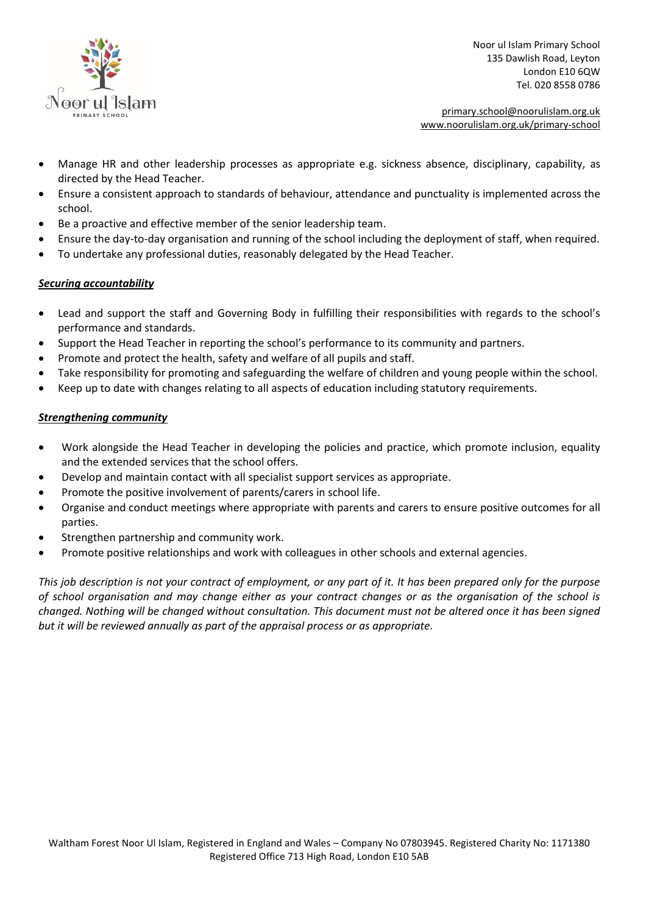- Manage HR and other leadership processes as appropriate e.g. sickness absence, disciplinary, capability, as directed by the Head Teacher.
- Ensure a consistent approach to standards of behaviour, attendance and punctuality is implemented across the school.
- Be a proactive and effective member of the senior leadership team.
- Ensure the day-to-day organisation and running of the school including the deployment of staff, when required.
- To undertake any professional duties, reasonably delegated by the Head Teacher.

***Securing accountability***

- Lead and support the staff and Governing Body in fulfilling their responsibilities with regards to the school's performance and standards.
- Support the Head Teacher in reporting the school's performance to its community and partners.
- Promote and protect the health, safety and welfare of all pupils and staff.
- Take responsibility for promoting and safeguarding the welfare of children and young people within the school.
- Keep up to date with changes relating to all aspects of education including statutory requirements.

***Strengthening community***

- Work alongside the Head Teacher in developing the policies and practice, which promote inclusion, equality and the extended services that the school offers.
- Develop and maintain contact with all specialist support services as appropriate.
- Promote the positive involvement of parents/carers in school life.
- Organise and conduct meetings where appropriate with parents and carers to ensure positive outcomes for all parties.
- Strengthen partnership and community work.
- Promote positive relationships and work with colleagues in other schools and external agencies.

*This job description is not your contract of employment, or any part of it. It has been prepared only for the purpose of school organisation and may change either as your contract changes or as the organisation of the school is changed. Nothing will be changed without consultation. This document must not be altered once it has been signed but it will be reviewed annually as part of the appraisal process or as appropriate.*